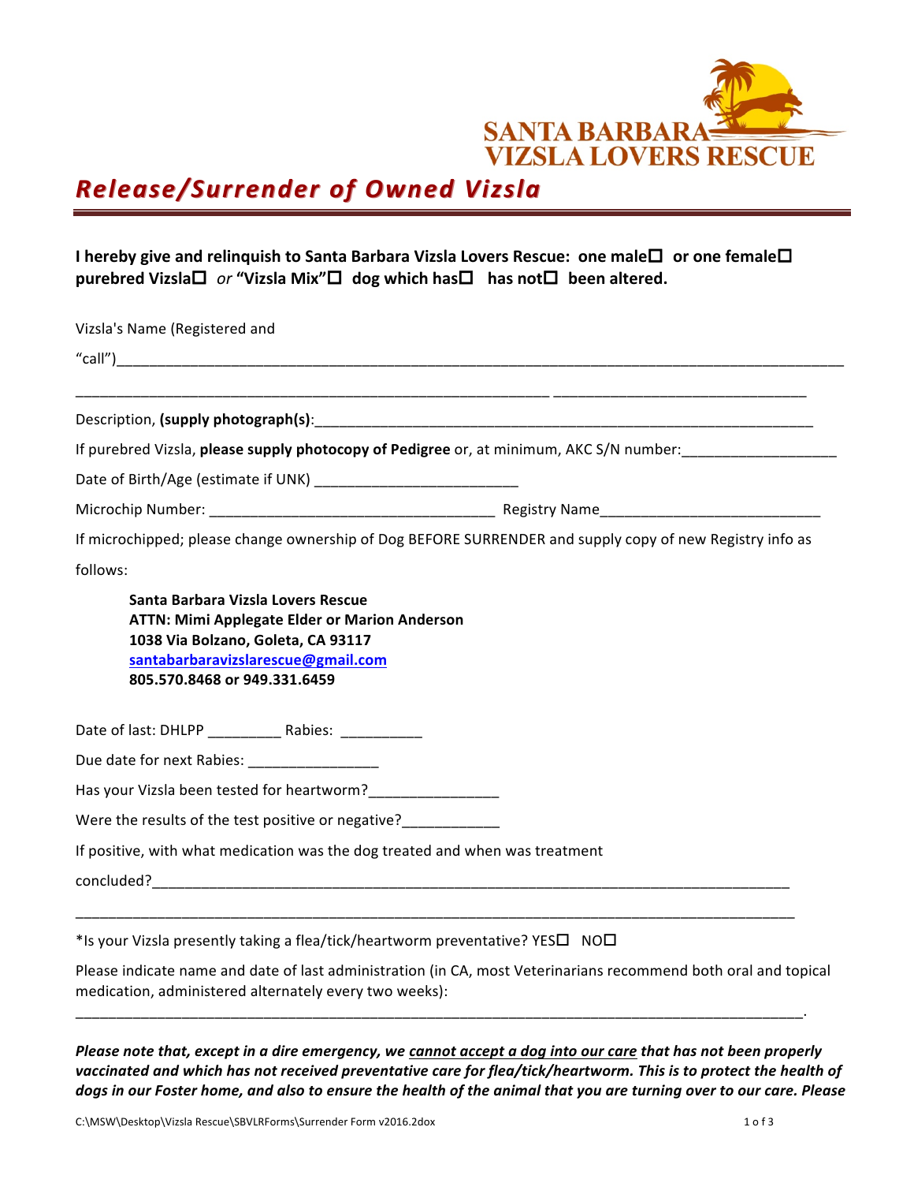SANTA BARBARA VIZSLA LOVERS RESCUE

# ***Release/Surrender of Owned Vizsla***

**I hereby give and relinquish to Santa Barbara Vizsla Lovers Rescue: one male☐ or one female☐ purebred Vizsla☐** *or* **"Vizsla Mix"☐ dog which has☐ has not☐ been altered.**

Vizsla's Name (Registered and "call")\_\_\_\_\_\_\_\_\_\_\_\_\_\_\_\_\_\_\_\_\_\_\_\_\_\_\_\_\_\_\_\_\_\_\_\_\_\_\_\_\_\_\_\_\_\_\_\_\_\_\_\_\_\_\_\_\_\_\_\_\_\_\_\_\_\_\_\_\_\_\_\_

\_\_\_\_\_\_\_\_\_\_\_\_\_\_\_\_\_\_\_\_\_\_\_\_\_\_\_\_\_\_\_\_\_\_\_\_\_\_\_\_\_\_\_\_\_\_\_\_\_\_\_\_\_\_\_\_ \_\_\_\_\_\_\_\_\_\_\_\_\_\_\_\_\_\_\_\_\_\_\_\_\_\_\_\_\_\_\_\_

Description, **(supply photograph(s)**:\_\_\_\_\_\_\_\_\_\_\_\_\_\_\_\_\_\_\_\_\_\_\_\_\_\_\_\_\_\_\_\_\_\_\_\_\_\_\_\_\_\_\_\_\_\_\_\_\_\_\_\_\_\_\_\_

If purebred Vizsla, **please supply photocopy of Pedigree** or, at minimum, AKC S/N number:\_\_\_\_\_\_\_\_\_\_\_\_\_\_\_\_\_\_\_

Date of Birth/Age (estimate if UNK) \_\_\_\_\_\_\_\_\_\_\_\_\_\_\_\_\_\_\_\_\_\_\_\_\_

Microchip Number: \_\_\_\_\_\_\_\_\_\_\_\_\_\_\_\_\_\_\_\_\_\_\_\_\_\_\_\_\_\_\_\_\_\_\_ Registry Name\_\_\_\_\_\_\_\_\_\_\_\_\_\_\_\_\_\_\_\_\_\_\_\_\_\_\_

If microchipped; please change ownership of Dog BEFORE SURRENDER and supply copy of new Registry info as follows:

> **Santa Barbara Vizsla Lovers Rescue**
> **ATTN: Mimi Applegate Elder or Marion Anderson**
> **1038 Via Bolzano, Goleta, CA 93117**
> **santabarbaravizslarescue@gmail.com**
> **805.570.8468 or 949.331.6459**

Date of last: DHLPP \_\_\_\_\_\_\_\_\_ Rabies: \_\_\_\_\_\_\_\_\_\_

Due date for next Rabies: \_\_\_\_\_\_\_\_\_\_\_\_\_\_\_\_

Has your Vizsla been tested for heartworm?\_\_\_\_\_\_\_\_\_\_\_\_\_\_\_\_

Were the results of the test positive or negative?\_\_\_\_\_\_\_\_\_\_\_\_

If positive, with what medication was the dog treated and when was treatment concluded?\_\_\_\_\_\_\_\_\_\_\_\_\_\_\_\_\_\_\_\_\_\_\_\_\_\_\_\_\_\_\_\_\_\_\_\_\_\_\_\_\_\_\_\_\_\_\_\_\_\_\_\_\_\_\_\_\_\_\_\_\_\_\_\_\_\_\_\_\_\_\_\_\_\_\_\_\_\_

\_\_\_\_\_\_\_\_\_\_\_\_\_\_\_\_\_\_\_\_\_\_\_\_\_\_\_\_\_\_\_\_\_\_\_\_\_\_\_\_\_\_\_\_\_\_\_\_\_\_\_\_\_\_\_\_\_\_\_\_\_\_\_\_\_\_\_\_\_\_\_\_\_\_\_\_\_\_\_\_\_\_\_\_\_\_\_\_\_

*Is your Vizsla presently taking a flea/tick/heartworm preventative? YES☐ NO☐

Please indicate name and date of last administration (in CA, most Veterinarians recommend both oral and topical medication, administered alternately every two weeks):

\_\_\_\_\_\_\_\_\_\_\_\_\_\_\_\_\_\_\_\_\_\_\_\_\_\_\_\_\_\_\_\_\_\_\_\_\_\_\_\_\_\_\_\_\_\_\_\_\_\_\_\_\_\_\_\_\_\_\_\_\_\_\_\_\_\_\_\_\_\_\_\_\_\_\_\_\_\_\_\_\_\_\_\_\_\_\_\_.

***Please note that, except in a dire emergency, we <u>cannot accept a dog into our care</u> that has not been properly vaccinated and which has not received preventative care for flea/tick/heartworm. This is to protect the health of dogs in our Foster home, and also to ensure the health of the animal that you are turning over to our care. Please***

C:\MSW\Desktop\Vizsla Rescue\SBVLRForms\Surrender Form v2016.2dox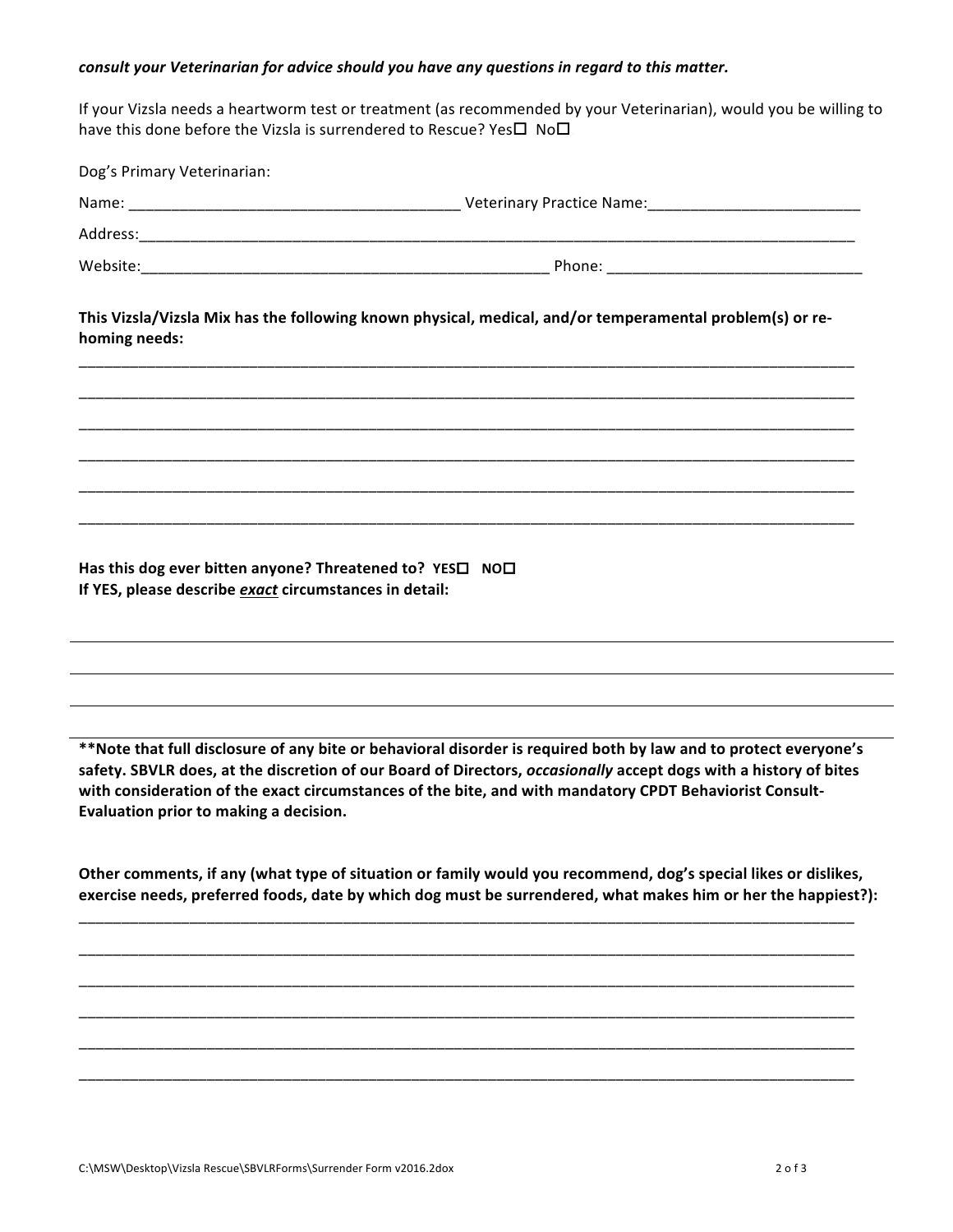***consult your Veterinarian for advice should you have any questions in regard to this matter.***

If your Vizsla needs a heartworm test or treatment (as recommended by your Veterinarian), would you be willing to have this done before the Vizsla is surrendered to Rescue? Yes☐ No☐

Dog's Primary Veterinarian:

Name: _______________________________________ Veterinary Practice Name:_________________________

Address:___________________________________________________________________________________________

Website:_________________________________________________ Phone: ______________________________

**This Vizsla/Vizsla Mix has the following known physical, medical, and/or temperamental problem(s) or re-homing needs:**

___________________________________________________________________________________________

___________________________________________________________________________________________

___________________________________________________________________________________________

___________________________________________________________________________________________

___________________________________________________________________________________________

___________________________________________________________________________________________

**Has this dog ever bitten anyone? Threatened to? YES☐ NO☐**
**If YES, please describe *exact* circumstances in detail:**

___________________________________________________________________________________________

___________________________________________________________________________________________

___________________________________________________________________________________________

___________________________________________________________________________________________

**\*\*Note that full disclosure of any bite or behavioral disorder is required both by law and to protect everyone's safety. SBVLR does, at the discretion of our Board of Directors, *occasionally* accept dogs with a history of bites with consideration of the exact circumstances of the bite, and with mandatory CPDT Behaviorist Consult-Evaluation prior to making a decision.**

**Other comments, if any (what type of situation or family would you recommend, dog's special likes or dislikes, exercise needs, preferred foods, date by which dog must be surrendered, what makes him or her the happiest?):**

___________________________________________________________________________________________

___________________________________________________________________________________________

___________________________________________________________________________________________

___________________________________________________________________________________________

___________________________________________________________________________________________

___________________________________________________________________________________________

C:\MSW\Desktop\Vizsla Rescue\SBVLRForms\Surrender Form v2016.2dox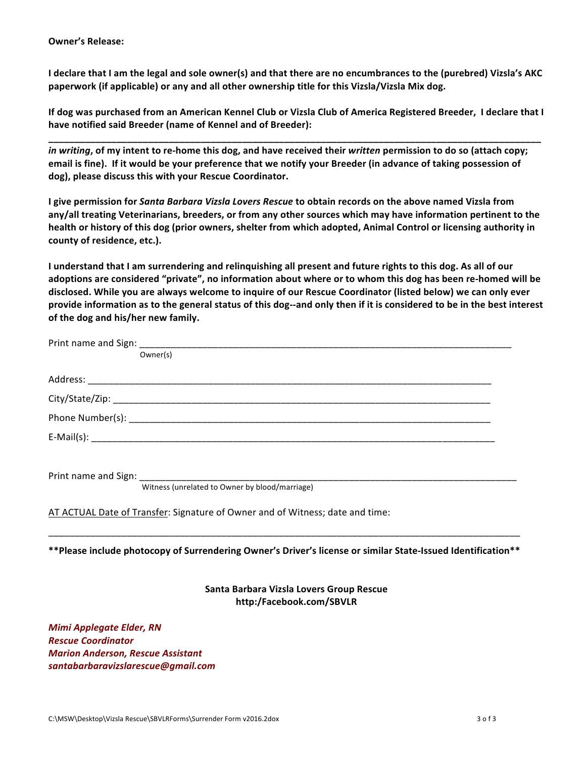**Owner's Release:**

**I declare that I am the legal and sole owner(s) and that there are no encumbrances to the (purebred) Vizsla's AKC paperwork (if applicable) or any and all other ownership title for this Vizsla/Vizsla Mix dog.**

**If dog was purchased from an American Kennel Club or Vizsla Club of America Registered Breeder, I declare that I have notified said Breeder (name of Kennel and of Breeder):**

______________________________________________________________________________________________

***in writing*, of my intent to re-home this dog, and have received their *written* permission to do so (attach copy; email is fine). If it would be your preference that we notify your Breeder (in advance of taking possession of dog), please discuss this with your Rescue Coordinator.**

**I give permission for *Santa Barbara Vizsla Lovers Rescue* to obtain records on the above named Vizsla from any/all treating Veterinarians, breeders, or from any other sources which may have information pertinent to the health or history of this dog (prior owners, shelter from which adopted, Animal Control or licensing authority in county of residence, etc.).**

**I understand that I am surrendering and relinquishing all present and future rights to this dog. As all of our adoptions are considered "private", no information about where or to whom this dog has been re-homed will be disclosed. While you are always welcome to inquire of our Rescue Coordinator (listed below) we can only ever provide information as to the general status of this dog--and only then if it is considered to be in the best interest of the dog and his/her new family.**

Print name and Sign: ___________________________________________________________________________
Owner(s)

Address: _______________________________________________________________________________

City/State/Zip: ___________________________________________________________________________

Phone Number(s): _________________________________________________________________________

E-Mail(s): ______________________________________________________________________________

Print name and Sign: ___________________________________________________________________________
Witness (unrelated to Owner by blood/marriage)

AT ACTUAL Date of Transfer: Signature of Owner and of Witness; date and time:

______________________________________________________________________________________________

**\*\*Please include photocopy of Surrendering Owner's Driver's license or similar State-Issued Identification\*\***

**Santa Barbara Vizsla Lovers Group Rescue**
**http:/Facebook.com/SBVLR**

***Mimi Applegate Elder, RN***
***Rescue Coordinator***
***Marion Anderson, Rescue Assistant***
***santabarbaravizslarescue@gmail.com***

C:\MSW\Desktop\Vizsla Rescue\SBVLRForms\Surrender Form v2016.2dox